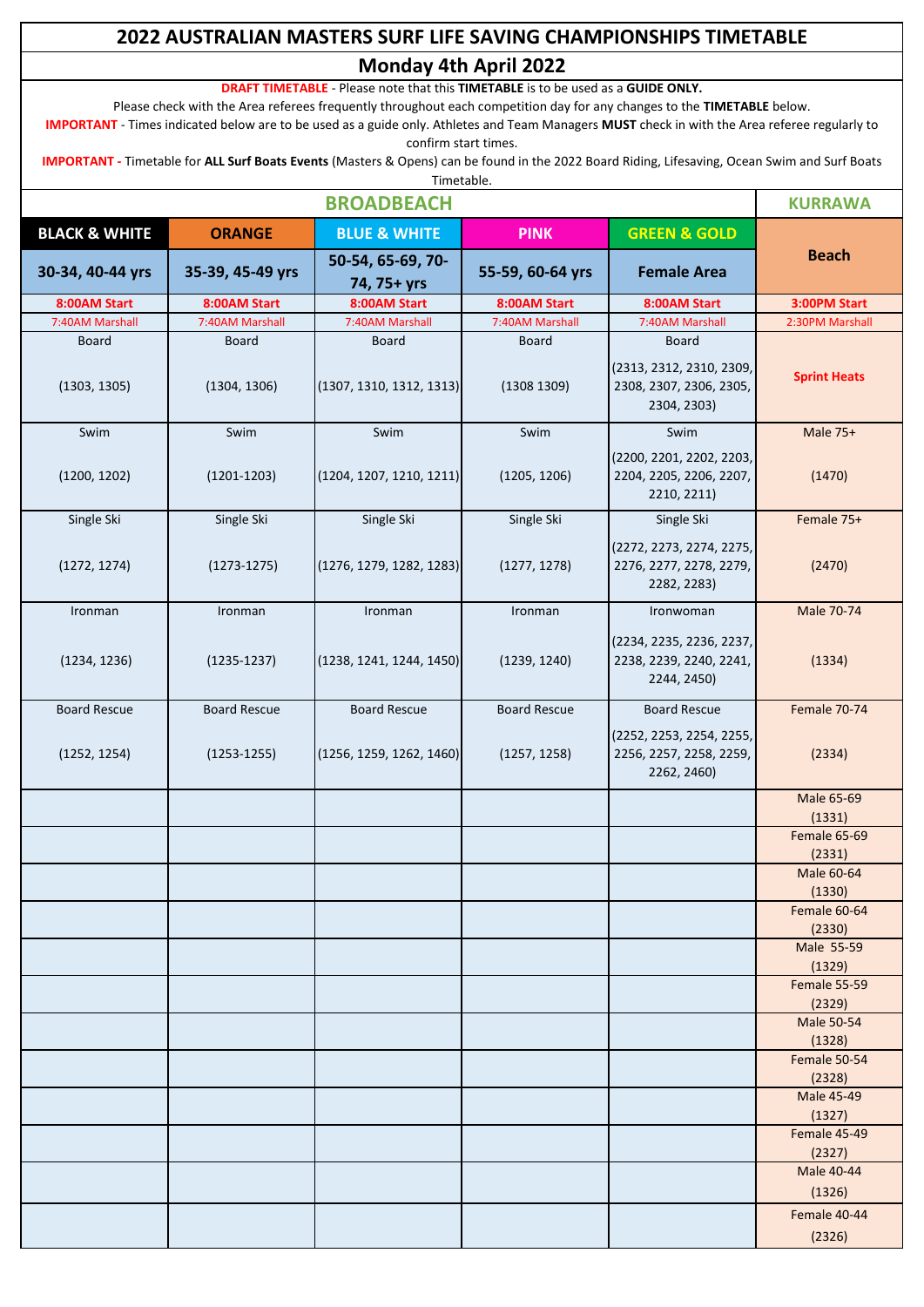# 2022 AUSTRALIAN MASTERS SURF LIFE SAVING CHAMPIONSHIPS TIMETABLE

## Monday 4th April 2022

**DRAFT TIMETABLE** - Please note that this **TIMETABLE** is to be used as a **GUIDE ONLY.**

Please check with the Area referees frequently throughout each competition day for any changes to the **TIMETABLE** below.

**IMPORTANT** - Times indicated below are to be used as a guide only. Athletes and Team Managers **MUST** check in with the Area referee regularly to confirm start times.

**IMPORTANT -** Timetable for **ALL Surf Boats Events** (Masters & Opens) can be found in the 2022 Board Riding, Lifesaving, Ocean Swim and Surf Boats Timetable.

| BROADBEACH | | | | | KURRAWA |
|---|---|---|---|---|---|
| **BLACK & WHITE** | **ORANGE** | **BLUE & WHITE** | **PINK** | **GREEN & GOLD** | **Beach** |
| **30-34, 40-44 yrs** | **35-39, 45-49 yrs** | **50-54, 65-69, 70-74, 75+ yrs** | **55-59, 60-64 yrs** | **Female Area** | |
| **8:00AM Start** | **8:00AM Start** | **8:00AM Start** | **8:00AM Start** | **8:00AM Start** | **3:00PM Start** |
| 7:40AM Marshall | 7:40AM Marshall | 7:40AM Marshall | 7:40AM Marshall | 7:40AM Marshall | 2:30PM Marshall |
| Board (1303, 1305) | Board (1304, 1306) | Board (1307, 1310, 1312, 1313) | Board (1308 1309) | Board (2313, 2312, 2310, 2309, 2308, 2307, 2306, 2305, 2304, 2303) | **Sprint Heats** |
| Swim (1200, 1202) | Swim (1201-1203) | Swim (1204, 1207, 1210, 1211) | Swim (1205, 1206) | Swim (2200, 2201, 2202, 2203, 2204, 2205, 2206, 2207, 2210, 2211) | Male 75+ (1470) |
| Single Ski (1272, 1274) | Single Ski (1273-1275) | Single Ski (1276, 1279, 1282, 1283) | Single Ski (1277, 1278) | Single Ski (2272, 2273, 2274, 2275, 2276, 2277, 2278, 2279, 2282, 2283) | Female 75+ (2470) |
| Ironman (1234, 1236) | Ironman (1235-1237) | Ironman (1238, 1241, 1244, 1450) | Ironman (1239, 1240) | Ironwoman (2234, 2235, 2236, 2237, 2238, 2239, 2240, 2241, 2244, 2450) | Male 70-74 (1334) |
| Board Rescue (1252, 1254) | Board Rescue (1253-1255) | Board Rescue (1256, 1259, 1262, 1460) | Board Rescue (1257, 1258) | Board Rescue (2252, 2253, 2254, 2255, 2256, 2257, 2258, 2259, 2262, 2460) | Female 70-74 (2334) |
| | | | | | Male 65-69 (1331) |
| | | | | | Female 65-69 (2331) |
| | | | | | Male 60-64 (1330) |
| | | | | | Female 60-64 (2330) |
| | | | | | Male 55-59 (1329) |
| | | | | | Female 55-59 (2329) |
| | | | | | Male 50-54 (1328) |
| | | | | | Female 50-54 (2328) |
| | | | | | Male 45-49 (1327) |
| | | | | | Female 45-49 (2327) |
| | | | | | Male 40-44 (1326) |
| | | | | | Female 40-44 (2326) |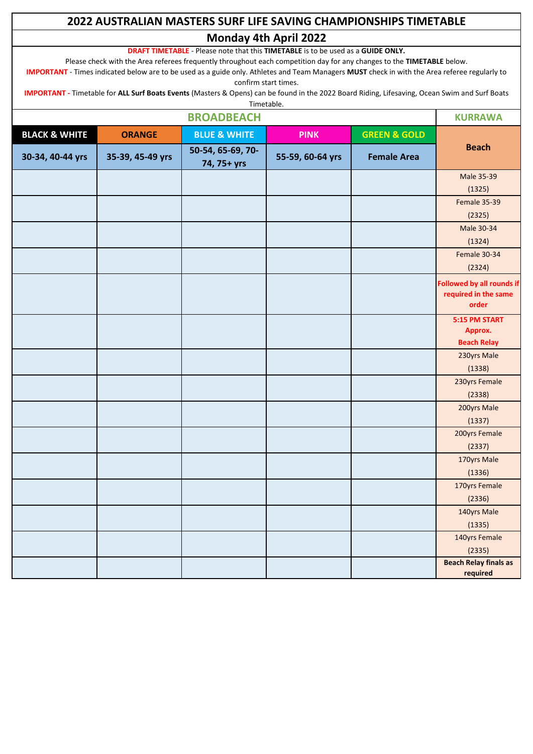# 2022 AUSTRALIAN MASTERS SURF LIFE SAVING CHAMPIONSHIPS TIMETABLE

## Monday 4th April 2022

**DRAFT TIMETABLE** - Please note that this **TIMETABLE** is to be used as a **GUIDE ONLY.**

Please check with the Area referees frequently throughout each competition day for any changes to the **TIMETABLE** below.

**IMPORTANT** - Times indicated below are to be used as a guide only. Athletes and Team Managers **MUST** check in with the Area referee regularly to confirm start times.

**IMPORTANT -** Timetable for **ALL Surf Boats Events** (Masters & Opens) can be found in the 2022 Board Riding, Lifesaving, Ocean Swim and Surf Boats Timetable.

| BROADBEACH | | | | | KURRAWA |
|---|---|---|---|---|---|
| BLACK & WHITE | ORANGE | BLUE & WHITE | PINK | GREEN & GOLD | Beach |
| 30-34, 40-44 yrs | 35-39, 45-49 yrs | 50-54, 65-69, 70-74, 75+ yrs | 55-59, 60-64 yrs | Female Area | |
| | | | | | Male 35-39 (1325) |
| | | | | | Female 35-39 (2325) |
| | | | | | Male 30-34 (1324) |
| | | | | | Female 30-34 (2324) |
| | | | | | **Followed by all rounds if required in the same order** |
| | | | | | **5:15 PM START Approx. Beach Relay** |
| | | | | | 230yrs Male (1338) |
| | | | | | 230yrs Female (2338) |
| | | | | | 200yrs Male (1337) |
| | | | | | 200yrs Female (2337) |
| | | | | | 170yrs Male (1336) |
| | | | | | 170yrs Female (2336) |
| | | | | | 140yrs Male (1335) |
| | | | | | 140yrs Female (2335) |
| | | | | | **Beach Relay finals as required** |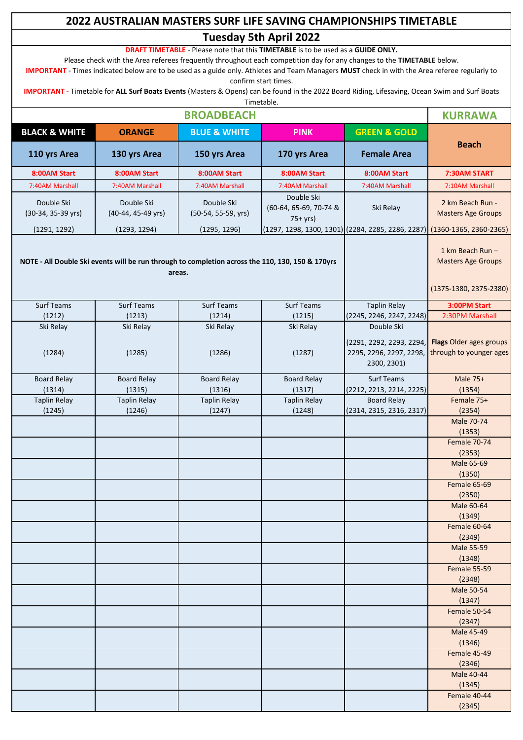# 2022 AUSTRALIAN MASTERS SURF LIFE SAVING CHAMPIONSHIPS TIMETABLE

## Tuesday 5th April 2022

**DRAFT TIMETABLE** - Please note that this **TIMETABLE** is to be used as a **GUIDE ONLY.**
Please check with the Area referees frequently throughout each competition day for any changes to the **TIMETABLE** below.
**IMPORTANT** - Times indicated below are to be used as a guide only. Athletes and Team Managers **MUST** check in with the Area referee regularly to confirm start times.
**IMPORTANT -** Timetable for **ALL Surf Boats Events** (Masters & Opens) can be found in the 2022 Board Riding, Lifesaving, Ocean Swim and Surf Boats Timetable.

| BROADBEACH | | | | | KURRAWA |
|---|---|---|---|---|---|
| **BLACK & WHITE** | **ORANGE** | **BLUE & WHITE** | **PINK** | **GREEN & GOLD** | **Beach** |
| **110 yrs Area** | **130 yrs Area** | **150 yrs Area** | **170 yrs Area** | **Female Area** | |
| **8:00AM Start** | **8:00AM Start** | **8:00AM Start** | **8:00AM Start** | **8:00AM Start** | **7:30AM START** |
| 7:40AM Marshall | 7:40AM Marshall | 7:40AM Marshall | 7:40AM Marshall | 7:40AM Marshall | 7:10AM Marshall |
| Double Ski (30-34, 35-39 yrs) (1291, 1292) | Double Ski (40-44, 45-49 yrs) (1293, 1294) | Double Ski (50-54, 55-59, yrs) (1295, 1296) | Double Ski (60-64, 65-69, 70-74 & 75+ yrs) (1297, 1298, 1300, 1301) | Ski Relay (2284, 2285, 2286, 2287) | 2 km Beach Run - Masters Age Groups (1360-1365, 2360-2365) |
| NOTE - All Double Ski events will be run through to completion across the 110, 130, 150 & 170yrs areas. | | | | | 1 km Beach Run – Masters Age Groups (1375-1380, 2375-2380) |
| Surf Teams (1212) | Surf Teams (1213) | Surf Teams (1214) | Surf Teams (1215) | Taplin Relay (2245, 2246, 2247, 2248) | **3:00PM Start** 2:30PM Marshall |
| Ski Relay (1284) | Ski Relay (1285) | Ski Relay (1286) | Ski Relay (1287) | Double Ski (2291, 2292, 2293, 2294, 2295, 2296, 2297, 2298, 2300, 2301) | **Flags** Older ages groups through to younger ages |
| Board Relay (1314) | Board Relay (1315) | Board Relay (1316) | Board Relay (1317) | Surf Teams (2212, 2213, 2214, 2225) | Male 75+ (1354) |
| Taplin Relay (1245) | Taplin Relay (1246) | Taplin Relay (1247) | Taplin Relay (1248) | Board Relay (2314, 2315, 2316, 2317) | Female 75+ (2354) |
| | | | | | Male 70-74 (1353) |
| | | | | | Female 70-74 (2353) |
| | | | | | Male 65-69 (1350) |
| | | | | | Female 65-69 (2350) |
| | | | | | Male 60-64 (1349) |
| | | | | | Female 60-64 (2349) |
| | | | | | Male 55-59 (1348) |
| | | | | | Female 55-59 (2348) |
| | | | | | Male 50-54 (1347) |
| | | | | | Female 50-54 (2347) |
| | | | | | Male 45-49 (1346) |
| | | | | | Female 45-49 (2346) |
| | | | | | Male 40-44 (1345) |
| | | | | | Female 40-44 (2345) |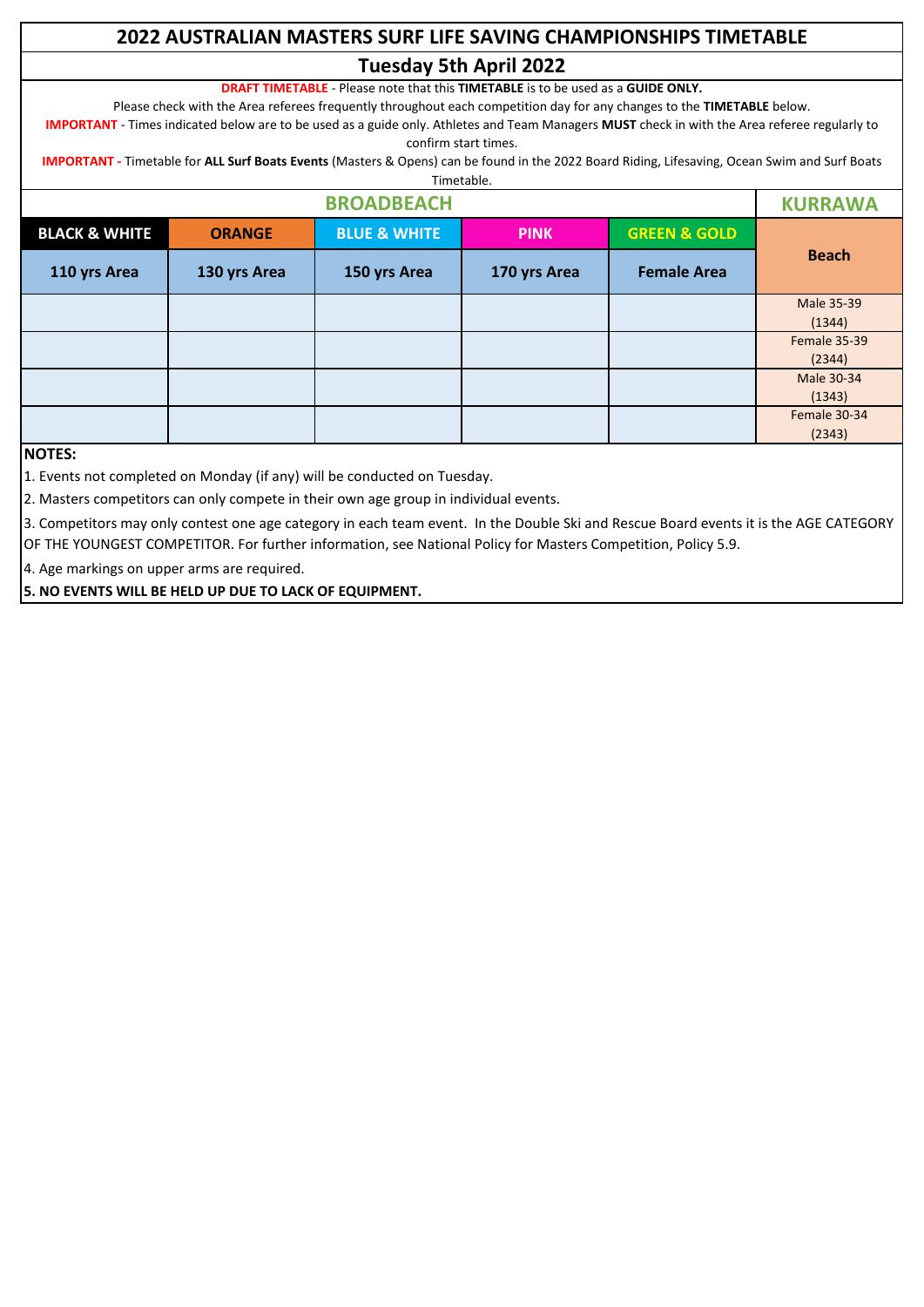# 2022 AUSTRALIAN MASTERS SURF LIFE SAVING CHAMPIONSHIPS TIMETABLE

## Tuesday 5th April 2022

**DRAFT TIMETABLE** - Please note that this **TIMETABLE** is to be used as a **GUIDE ONLY.**

Please check with the Area referees frequently throughout each competition day for any changes to the **TIMETABLE** below.

**IMPORTANT** - Times indicated below are to be used as a guide only. Athletes and Team Managers **MUST** check in with the Area referee regularly to confirm start times.

**IMPORTANT -** Timetable for **ALL Surf Boats Events** (Masters & Opens) can be found in the 2022 Board Riding, Lifesaving, Ocean Swim and Surf Boats Timetable.

| BROADBEACH | | | | | KURRAWA |
|---|---|---|---|---|---|
| **BLACK & WHITE** | **ORANGE** | **BLUE & WHITE** | **PINK** | **GREEN & GOLD** | **Beach** |
| **110 yrs Area** | **130 yrs Area** | **150 yrs Area** | **170 yrs Area** | **Female Area** | |
| | | | | | Male 35-39 (1344) |
| | | | | | Female 35-39 (2344) |
| | | | | | Male 30-34 (1343) |
| | | | | | Female 30-34 (2343) |

**NOTES:**

1. Events not completed on Monday (if any) will be conducted on Tuesday.
2. Masters competitors can only compete in their own age group in individual events.
3. Competitors may only contest one age category in each team event. In the Double Ski and Rescue Board events it is the AGE CATEGORY OF THE YOUNGEST COMPETITOR. For further information, see National Policy for Masters Competition, Policy 5.9.
4. Age markings on upper arms are required.
5. **NO EVENTS WILL BE HELD UP DUE TO LACK OF EQUIPMENT.**